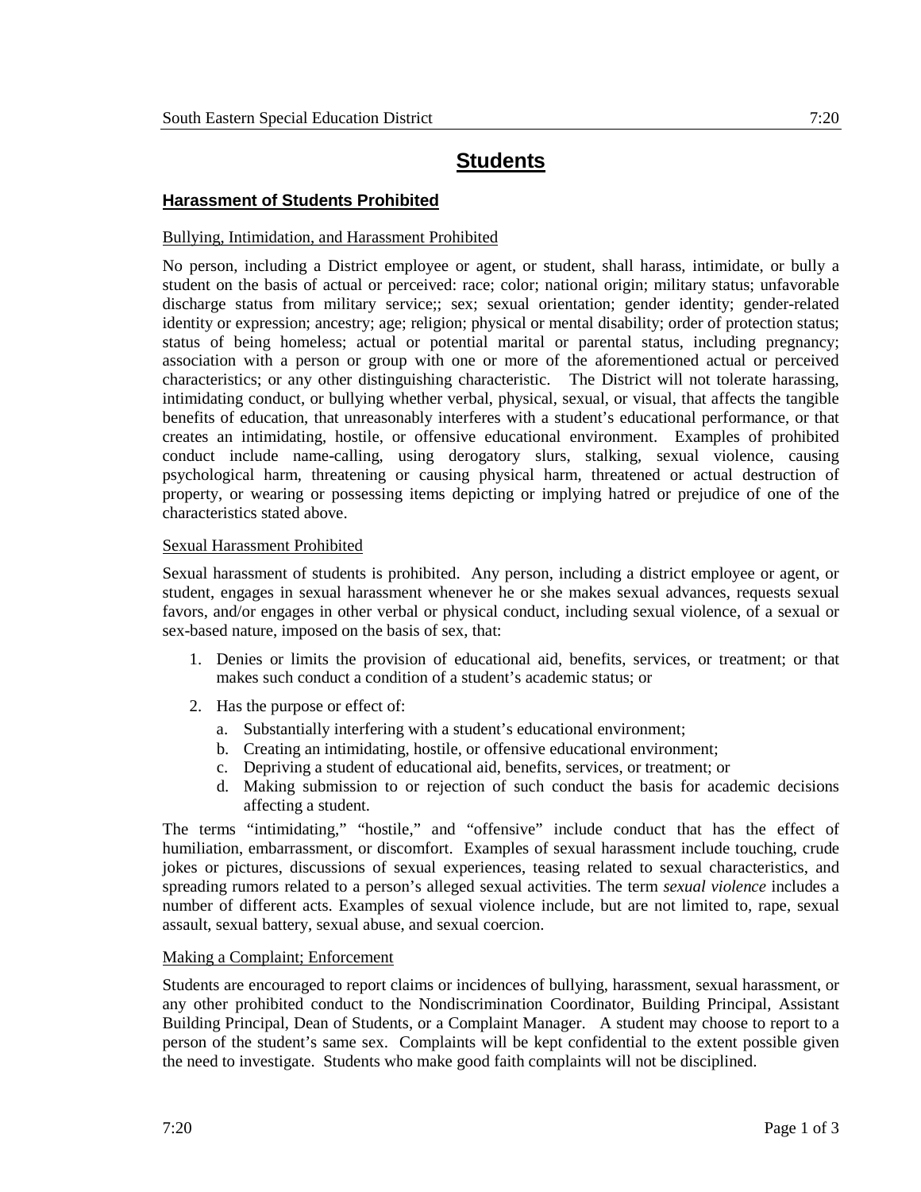# Students

## Harassment of Students Prohibited

Bullying, Intimidation, and Harassment Prohibited

No person, including a District employee or agent, or student, shall harass, intimidate, or bully a student on the basis of actual or perceived: race; color; national origin; military status; unfavorable discharge status from military service;; sex; sexual orientation; gender identity; gender-related identity or expression; ancestry; age; religion; physical or mental disability; order of protection status; status of being homeless; actual or potential marital or parental status, including pregnancy; association with a person or group with one or more of the aforementioned actual or perceived characteristics; or any other distinguishing characteristic. The District will not tolerate harassing, intimidating conduct, or bullying whether verbal, physical, sexual, or visual, that affects the tangible benefits of education, that unreasonably interferes with a student's educational performance, or that creates an intimidating, hostile, or offensive educational environment. Examples of prohibited conduct include name-calling, using derogatory slurs, stalking, sexual violence, causing psychological harm, threatening or causing physical harm, threatened or actual destruction of property, or wearing or possessing items depicting or implying hatred or prejudice of one of the characteristics stated above.

Sexual Harassment Prohibited

Sexual harassment of students is prohibited. Any person, including a district employee or agent, or student, engages in sexual harassment whenever he or she makes sexual advances, requests sexual favors, and/or engages in other verbal or physical conduct, including sexual violence, of a sexual or sex-based nature, imposed on the basis of sex, that:

1. Denies or limits the provision of educational aid, benefits, services, or treatment; or that makes such conduct a condition of a student's academic status; or
2. Has the purpose or effect of:
   a. Substantially interfering with a student's educational environment;
   b. Creating an intimidating, hostile, or offensive educational environment;
   c. Depriving a student of educational aid, benefits, services, or treatment; or
   d. Making submission to or rejection of such conduct the basis for academic decisions affecting a student.

The terms "intimidating," "hostile," and "offensive" include conduct that has the effect of humiliation, embarrassment, or discomfort. Examples of sexual harassment include touching, crude jokes or pictures, discussions of sexual experiences, teasing related to sexual characteristics, and spreading rumors related to a person's alleged sexual activities. The term *sexual violence* includes a number of different acts. Examples of sexual violence include, but are not limited to, rape, sexual assault, sexual battery, sexual abuse, and sexual coercion.

Making a Complaint; Enforcement

Students are encouraged to report claims or incidences of bullying, harassment, sexual harassment, or any other prohibited conduct to the Nondiscrimination Coordinator, Building Principal, Assistant Building Principal, Dean of Students, or a Complaint Manager. A student may choose to report to a person of the student's same sex. Complaints will be kept confidential to the extent possible given the need to investigate. Students who make good faith complaints will not be disciplined.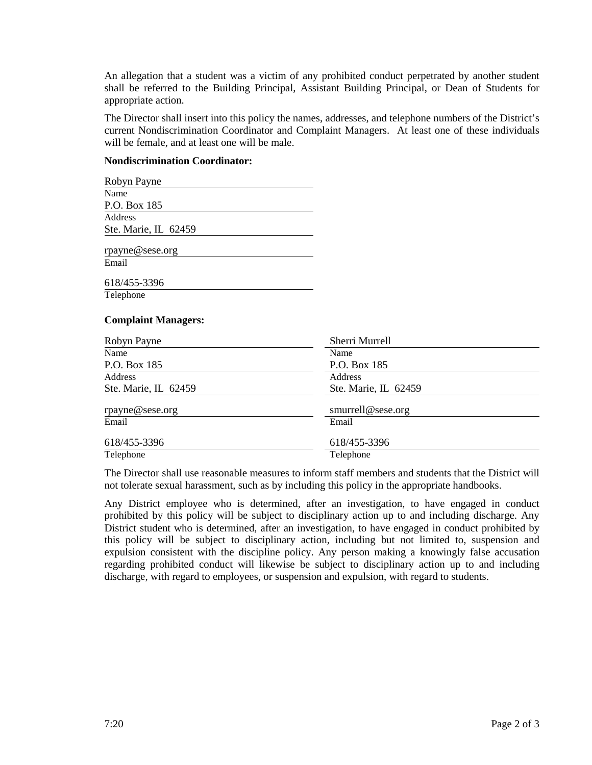An allegation that a student was a victim of any prohibited conduct perpetrated by another student shall be referred to the Building Principal, Assistant Building Principal, or Dean of Students for appropriate action.

The Director shall insert into this policy the names, addresses, and telephone numbers of the District's current Nondiscrimination Coordinator and Complaint Managers. At least one of these individuals will be female, and at least one will be male.

**Nondiscrimination Coordinator:**

Robyn Payne
Name
P.O. Box 185
Address
Ste. Marie, IL 62459

rpayne@sese.org
Email

618/455-3396
Telephone

**Complaint Managers:**

Robyn Payne
Name
P.O. Box 185
Address
Ste. Marie, IL 62459

rpayne@sese.org
Email

618/455-3396
Telephone

Sherri Murrell
Name
P.O. Box 185
Address
Ste. Marie, IL 62459

smurrell@sese.org
Email

618/455-3396
Telephone

The Director shall use reasonable measures to inform staff members and students that the District will not tolerate sexual harassment, such as by including this policy in the appropriate handbooks.

Any District employee who is determined, after an investigation, to have engaged in conduct prohibited by this policy will be subject to disciplinary action up to and including discharge. Any District student who is determined, after an investigation, to have engaged in conduct prohibited by this policy will be subject to disciplinary action, including but not limited to, suspension and expulsion consistent with the discipline policy. Any person making a knowingly false accusation regarding prohibited conduct will likewise be subject to disciplinary action up to and including discharge, with regard to employees, or suspension and expulsion, with regard to students.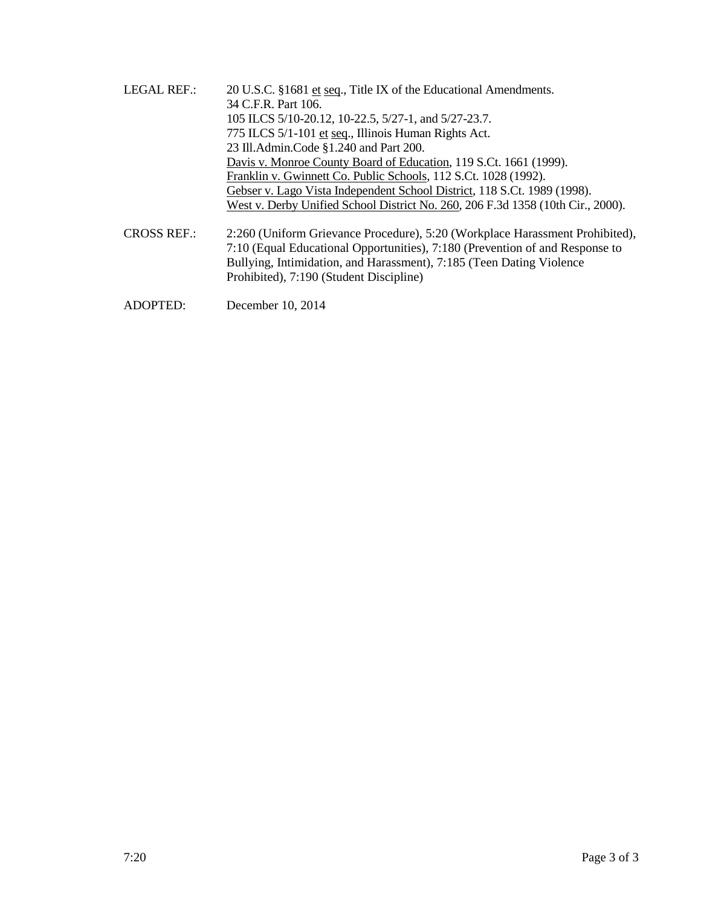LEGAL REF.: 20 U.S.C. §1681 et seq., Title IX of the Educational Amendments.
34 C.F.R. Part 106.
105 ILCS 5/10-20.12, 10-22.5, 5/27-1, and 5/27-23.7.
775 ILCS 5/1-101 et seq., Illinois Human Rights Act.
23 Ill.Admin.Code §1.240 and Part 200.
Davis v. Monroe County Board of Education, 119 S.Ct. 1661 (1999).
Franklin v. Gwinnett Co. Public Schools, 112 S.Ct. 1028 (1992).
Gebser v. Lago Vista Independent School District, 118 S.Ct. 1989 (1998).
West v. Derby Unified School District No. 260, 206 F.3d 1358 (10th Cir., 2000).

CROSS REF.: 2:260 (Uniform Grievance Procedure), 5:20 (Workplace Harassment Prohibited), 7:10 (Equal Educational Opportunities), 7:180 (Prevention of and Response to Bullying, Intimidation, and Harassment), 7:185 (Teen Dating Violence Prohibited), 7:190 (Student Discipline)

ADOPTED: December 10, 2014